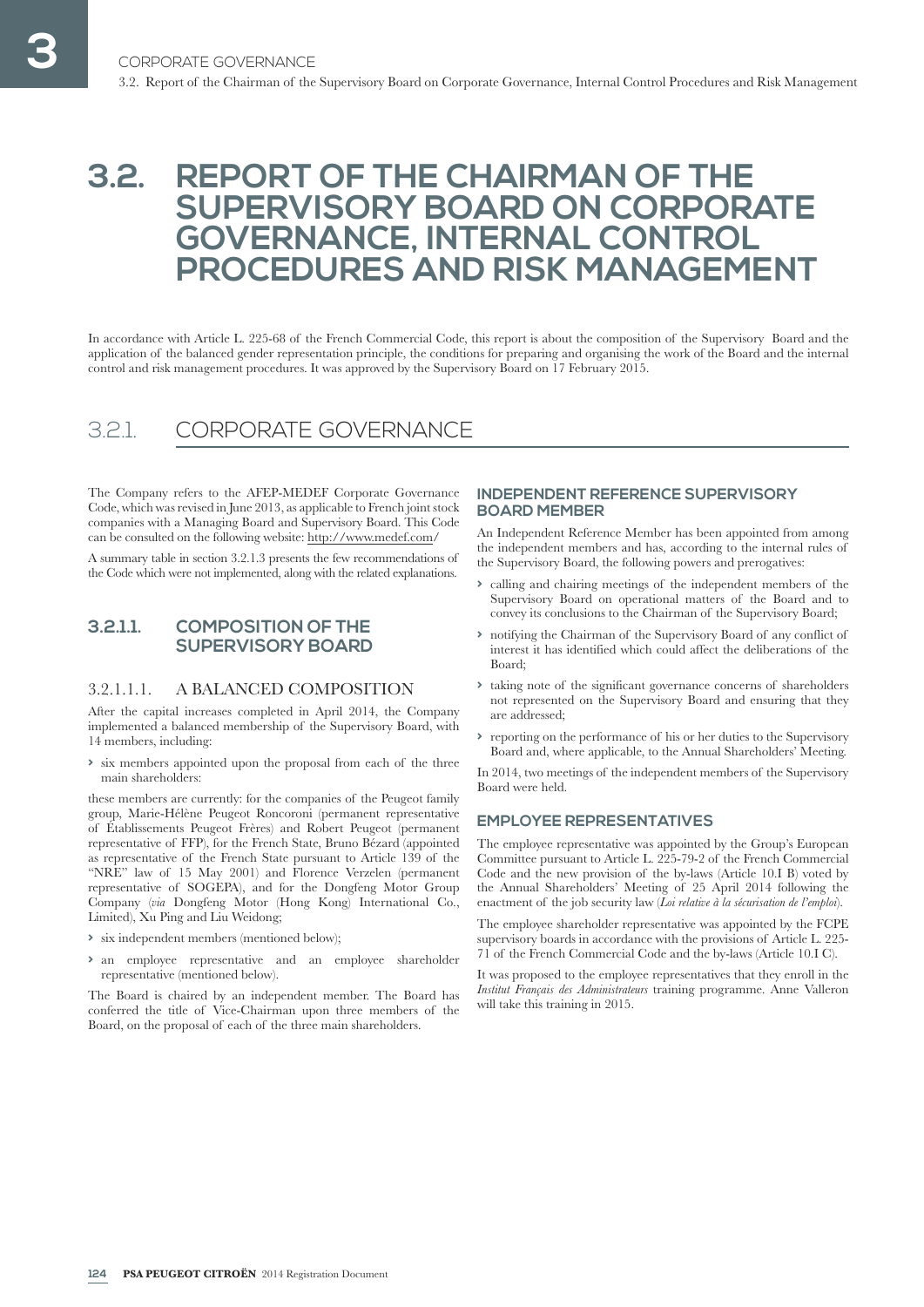# 3.2. REPORT OF THE CHAIRMAN OF THE SUPERVISORY BOARD ON CORPORATE GOVERNANCE, INTERNAL CONTROL PROCEDURES AND RISK MANAGEMENT

In accordance with Article L. 225-68 of the French Commercial Code, this report is about the composition of the Supervisory Board and the application of the balanced gender representation principle, the conditions for preparing and organising the work of the Board and the internal control and risk management procedures. It was approved by the Supervisory Board on 17 February 2015.

## 3.2.1. CORPORATE GOVERNANCE

The Company refers to the AFEP-MEDEF Corporate Governance Code, which was revised in June 2013, as applicable to French joint stock companies with a Managing Board and Supervisory Board. This Code can be consulted on the following website: http://www.medef.com/

A summary table in section 3.2.1.3 presents the few recommendations of the Code which were not implemented, along with the related explanations.

### 3.2.1.1. COMPOSITION OF THE SUPERVISORY BOARD

#### 3.2.1.1.1. A BALANCED COMPOSITION

After the capital increases completed in April 2014, the Company implemented a balanced membership of the Supervisory Board, with 14 members, including:

- six members appointed upon the proposal from each of the three main shareholders:

these members are currently: for the companies of the Peugeot family group, Marie-Hélène Peugeot Roncoroni (permanent representative of Établissements Peugeot Frères) and Robert Peugeot (permanent representative of FFP), for the French State, Bruno Bézard (appointed as representative of the French State pursuant to Article 139 of the "NRE" law of 15 May 2001) and Florence Verzelen (permanent representative of SOGEPA), and for the Dongfeng Motor Group Company (*via* Dongfeng Motor (Hong Kong) International Co., Limited), Xu Ping and Liu Weidong;

- six independent members (mentioned below);
- an employee representative and an employee shareholder representative (mentioned below).

The Board is chaired by an independent member. The Board has conferred the title of Vice-Chairman upon three members of the Board, on the proposal of each of the three main shareholders.

#### INDEPENDENT REFERENCE SUPERVISORY BOARD MEMBER

An Independent Reference Member has been appointed from among the independent members and has, according to the internal rules of the Supervisory Board, the following powers and prerogatives:

- calling and chairing meetings of the independent members of the Supervisory Board on operational matters of the Board and to convey its conclusions to the Chairman of the Supervisory Board;
- notifying the Chairman of the Supervisory Board of any conflict of interest it has identified which could affect the deliberations of the Board;
- taking note of the significant governance concerns of shareholders not represented on the Supervisory Board and ensuring that they are addressed;
- reporting on the performance of his or her duties to the Supervisory Board and, where applicable, to the Annual Shareholders' Meeting.

In 2014, two meetings of the independent members of the Supervisory Board were held.

#### EMPLOYEE REPRESENTATIVES

The employee representative was appointed by the Group's European Committee pursuant to Article L. 225-79-2 of the French Commercial Code and the new provision of the by-laws (Article 10.I B) voted by the Annual Shareholders' Meeting of 25 April 2014 following the enactment of the job security law (*Loi relative à la sécurisation de l'emploi*).

The employee shareholder representative was appointed by the FCPE supervisory boards in accordance with the provisions of Article L. 225-71 of the French Commercial Code and the by-laws (Article 10.I C).

It was proposed to the employee representatives that they enroll in the *Institut Français des Administrateurs* training programme. Anne Valleron will take this training in 2015.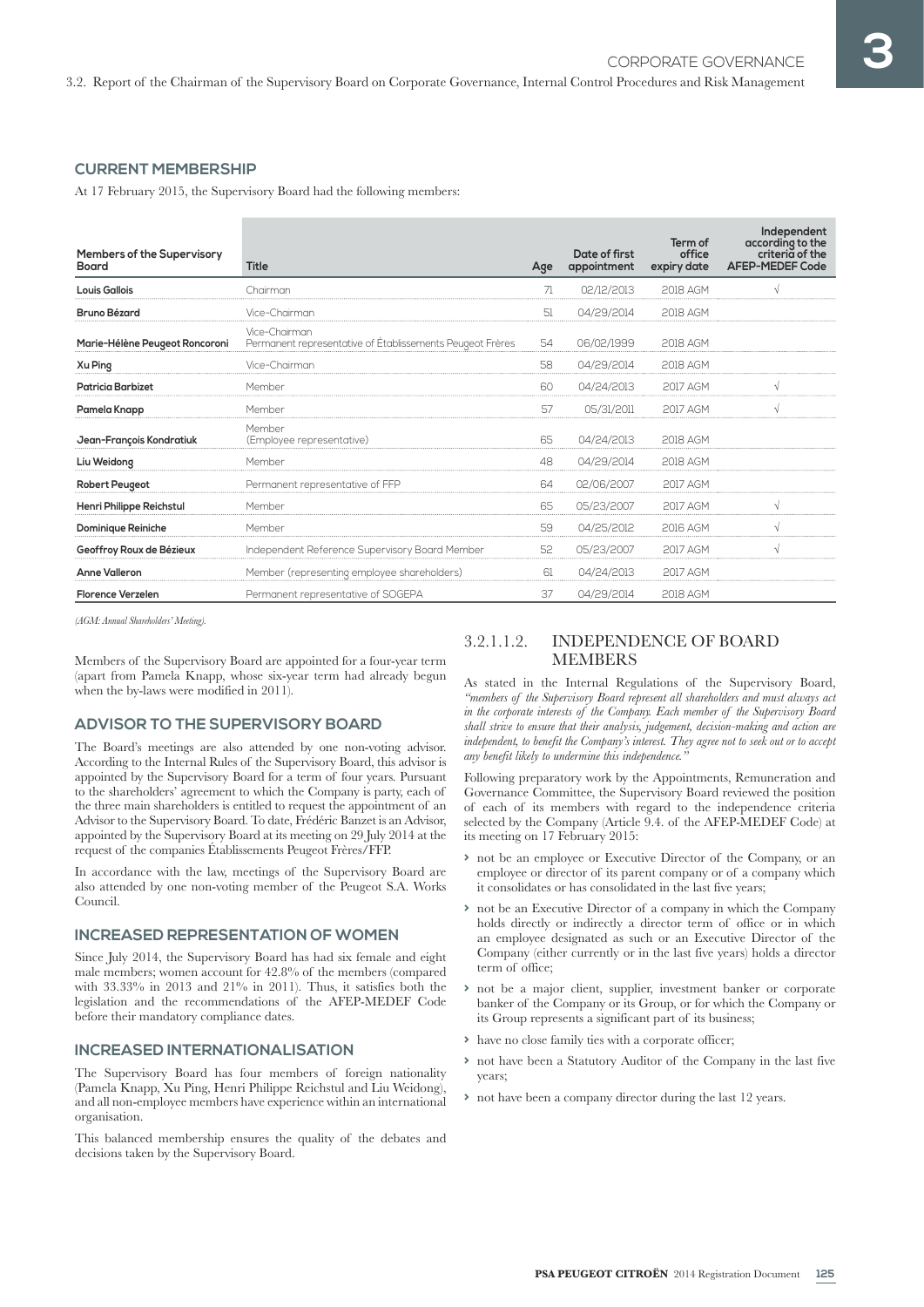## CURRENT MEMBERSHIP

At 17 February 2015, the Supervisory Board had the following members:

| Members of the Supervisory Board | Title | Age | Date of first appointment | Term of office expiry date | Independent according to the criteria of the AFEP-MEDEF Code |
|---|---|---|---|---|---|
| **Louis Gallois** | Chairman | 71 | 02/12/2013 | 2018 AGM | √ |
| **Bruno Bézard** | Vice-Chairman | 51 | 04/29/2014 | 2018 AGM | |
| **Marie-Hélène Peugeot Roncoroni** | Vice-Chairman<br>Permanent representative of Établissements Peugeot Frères | 54 | 06/02/1999 | 2018 AGM | |
| **Xu Ping** | Vice-Chairman | 58 | 04/29/2014 | 2018 AGM | |
| **Patricia Barbizet** | Member | 60 | 04/24/2013 | 2017 AGM | √ |
| **Pamela Knapp** | Member | 57 | 05/31/2011 | 2017 AGM | √ |
| **Jean-François Kondratiuk** | Member<br>(Employee representative) | 65 | 04/24/2013 | 2018 AGM | |
| **Liu Weidong** | Member | 48 | 04/29/2014 | 2018 AGM | |
| **Robert Peugeot** | Permanent representative of FFP | 64 | 02/06/2007 | 2017 AGM | |
| **Henri Philippe Reichstul** | Member | 65 | 05/23/2007 | 2017 AGM | √ |
| **Dominique Reiniche** | Member | 59 | 04/25/2012 | 2016 AGM | √ |
| **Geoffroy Roux de Bézieux** | Independent Reference Supervisory Board Member | 52 | 05/23/2007 | 2017 AGM | √ |
| **Anne Valleron** | Member (representing employee shareholders) | 61 | 04/24/2013 | 2017 AGM | |
| **Florence Verzelen** | Permanent representative of SOGEPA | 37 | 04/29/2014 | 2018 AGM | |

*(AGM: Annual Shareholders' Meeting).*

Members of the Supervisory Board are appointed for a four-year term (apart from Pamela Knapp, whose six-year term had already begun when the by-laws were modified in 2011).

## ADVISOR TO THE SUPERVISORY BOARD

The Board's meetings are also attended by one non-voting advisor. According to the Internal Rules of the Supervisory Board, this advisor is appointed by the Supervisory Board for a term of four years. Pursuant to the shareholders' agreement to which the Company is party, each of the three main shareholders is entitled to request the appointment of an Advisor to the Supervisory Board. To date, Frédéric Banzet is an Advisor, appointed by the Supervisory Board at its meeting on 29 July 2014 at the request of the companies Établissements Peugeot Frères/FFP.

In accordance with the law, meetings of the Supervisory Board are also attended by one non-voting member of the Peugeot S.A. Works Council.

## INCREASED REPRESENTATION OF WOMEN

Since July 2014, the Supervisory Board has had six female and eight male members; women account for 42.8% of the members (compared with 33.33% in 2013 and 21% in 2011). Thus, it satisfies both the legislation and the recommendations of the AFEP-MEDEF Code before their mandatory compliance dates.

## INCREASED INTERNATIONALISATION

The Supervisory Board has four members of foreign nationality (Pamela Knapp, Xu Ping, Henri Philippe Reichstul and Liu Weidong), and all non-employee members have experience within an international organisation.

This balanced membership ensures the quality of the debates and decisions taken by the Supervisory Board.

### 3.2.1.1.2. INDEPENDENCE OF BOARD MEMBERS

As stated in the Internal Regulations of the Supervisory Board, *"members of the Supervisory Board represent all shareholders and must always act in the corporate interests of the Company. Each member of the Supervisory Board shall strive to ensure that their analysis, judgement, decision-making and action are independent, to benefit the Company's interest. They agree not to seek out or to accept any benefit likely to undermine this independence."*

Following preparatory work by the Appointments, Remuneration and Governance Committee, the Supervisory Board reviewed the position of each of its members with regard to the independence criteria selected by the Company (Article 9.4. of the AFEP-MEDEF Code) at its meeting on 17 February 2015:

- not be an employee or Executive Director of the Company, or an employee or director of its parent company or of a company which it consolidates or has consolidated in the last five years;
- not be an Executive Director of a company in which the Company holds directly or indirectly a director term of office or in which an employee designated as such or an Executive Director of the Company (either currently or in the last five years) holds a director term of office;
- not be a major client, supplier, investment banker or corporate banker of the Company or its Group, or for which the Company or its Group represents a significant part of its business;
- have no close family ties with a corporate officer;
- not have been a Statutory Auditor of the Company in the last five years;
- not have been a company director during the last 12 years.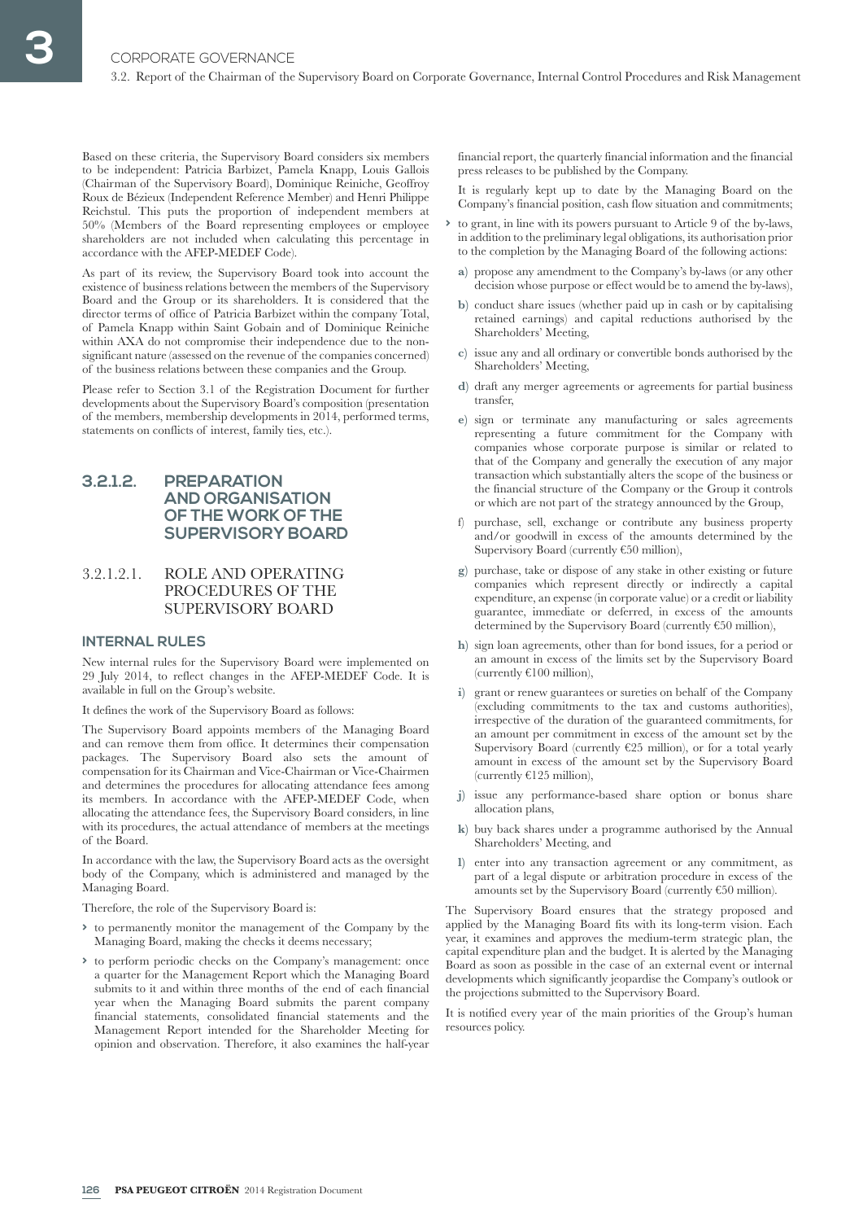Based on these criteria, the Supervisory Board considers six members to be independent: Patricia Barbizet, Pamela Knapp, Louis Gallois (Chairman of the Supervisory Board), Dominique Reiniche, Geoffroy Roux de Bézieux (Independent Reference Member) and Henri Philippe Reichstul. This puts the proportion of independent members at 50% (Members of the Board representing employees or employee shareholders are not included when calculating this percentage in accordance with the AFEP-MEDEF Code).

As part of its review, the Supervisory Board took into account the existence of business relations between the members of the Supervisory Board and the Group or its shareholders. It is considered that the director terms of office of Patricia Barbizet within the company Total, of Pamela Knapp within Saint Gobain and of Dominique Reiniche within AXA do not compromise their independence due to the non-significant nature (assessed on the revenue of the companies concerned) of the business relations between these companies and the Group.

Please refer to Section 3.1 of the Registration Document for further developments about the Supervisory Board's composition (presentation of the members, membership developments in 2014, performed terms, statements on conflicts of interest, family ties, etc.).

## 3.2.1.2. PREPARATION AND ORGANISATION OF THE WORK OF THE SUPERVISORY BOARD

### 3.2.1.2.1. ROLE AND OPERATING PROCEDURES OF THE SUPERVISORY BOARD

#### INTERNAL RULES

New internal rules for the Supervisory Board were implemented on 29 July 2014, to reflect changes in the AFEP-MEDEF Code. It is available in full on the Group's website.

It defines the work of the Supervisory Board as follows:

The Supervisory Board appoints members of the Managing Board and can remove them from office. It determines their compensation packages. The Supervisory Board also sets the amount of compensation for its Chairman and Vice-Chairman or Vice-Chairmen and determines the procedures for allocating attendance fees among its members. In accordance with the AFEP-MEDEF Code, when allocating the attendance fees, the Supervisory Board considers, in line with its procedures, the actual attendance of members at the meetings of the Board.

In accordance with the law, the Supervisory Board acts as the oversight body of the Company, which is administered and managed by the Managing Board.

Therefore, the role of the Supervisory Board is:

- to permanently monitor the management of the Company by the Managing Board, making the checks it deems necessary;
- to perform periodic checks on the Company's management: once a quarter for the Management Report which the Managing Board submits to it and within three months of the end of each financial year when the Managing Board submits the parent company financial statements, consolidated financial statements and the Management Report intended for the Shareholder Meeting for opinion and observation. Therefore, it also examines the half-year financial report, the quarterly financial information and the financial press releases to be published by the Company.

  It is regularly kept up to date by the Managing Board on the Company's financial position, cash flow situation and commitments;
- to grant, in line with its powers pursuant to Article 9 of the by-laws, in addition to the preliminary legal obligations, its authorisation prior to the completion by the Managing Board of the following actions:
  - a) propose any amendment to the Company's by-laws (or any other decision whose purpose or effect would be to amend the by-laws),
  - b) conduct share issues (whether paid up in cash or by capitalising retained earnings) and capital reductions authorised by the Shareholders' Meeting,
  - c) issue any and all ordinary or convertible bonds authorised by the Shareholders' Meeting,
  - d) draft any merger agreements or agreements for partial business transfer,
  - e) sign or terminate any manufacturing or sales agreements representing a future commitment for the Company with companies whose corporate purpose is similar or related to that of the Company and generally the execution of any major transaction which substantially alters the scope of the business or the financial structure of the Company or the Group it controls or which are not part of the strategy announced by the Group,
  - f) purchase, sell, exchange or contribute any business property and/or goodwill in excess of the amounts determined by the Supervisory Board (currently €50 million),
  - g) purchase, take or dispose of any stake in other existing or future companies which represent directly or indirectly a capital expenditure, an expense (in corporate value) or a credit or liability guarantee, immediate or deferred, in excess of the amounts determined by the Supervisory Board (currently €50 million),
  - h) sign loan agreements, other than for bond issues, for a period or an amount in excess of the limits set by the Supervisory Board (currently €100 million),
  - i) grant or renew guarantees or sureties on behalf of the Company (excluding commitments to the tax and customs authorities), irrespective of the duration of the guaranteed commitments, for an amount per commitment in excess of the amount set by the Supervisory Board (currently €25 million), or for a total yearly amount in excess of the amount set by the Supervisory Board (currently €125 million),
  - j) issue any performance-based share option or bonus share allocation plans,
  - k) buy back shares under a programme authorised by the Annual Shareholders' Meeting, and
  - l) enter into any transaction agreement or any commitment, as part of a legal dispute or arbitration procedure in excess of the amounts set by the Supervisory Board (currently €50 million).

The Supervisory Board ensures that the strategy proposed and applied by the Managing Board fits with its long-term vision. Each year, it examines and approves the medium-term strategic plan, the capital expenditure plan and the budget. It is alerted by the Managing Board as soon as possible in the case of an external event or internal developments which significantly jeopardise the Company's outlook or the projections submitted to the Supervisory Board.

It is notified every year of the main priorities of the Group's human resources policy.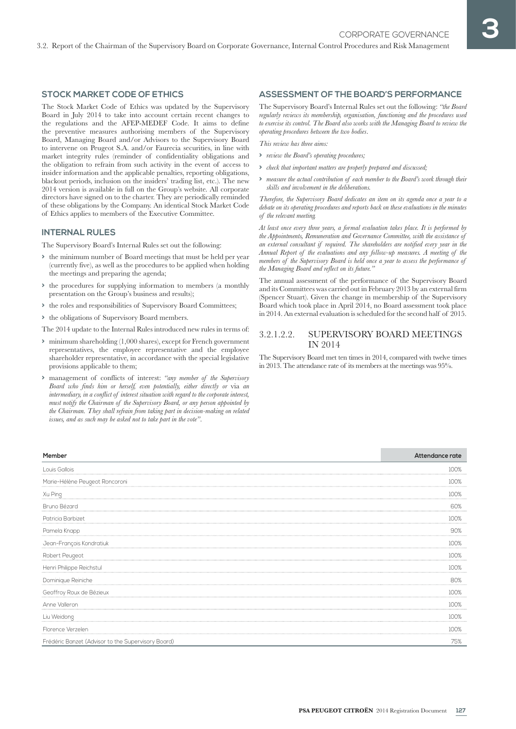## STOCK MARKET CODE OF ETHICS

The Stock Market Code of Ethics was updated by the Supervisory Board in July 2014 to take into account certain recent changes to the regulations and the AFEP-MEDEF Code. It aims to define the preventive measures authorising members of the Supervisory Board, Managing Board and/or Advisors to the Supervisory Board to intervene on Peugeot S.A. and/or Faurecia securities, in line with market integrity rules (reminder of confidentiality obligations and the obligation to refrain from such activity in the event of access to insider information and the applicable penalties, reporting obligations, blackout periods, inclusion on the insiders' trading list, etc.). The new 2014 version is available in full on the Group's website. All corporate directors have signed on to the charter. They are periodically reminded of these obligations by the Company. An identical Stock Market Code of Ethics applies to members of the Executive Committee.

## INTERNAL RULES

The Supervisory Board's Internal Rules set out the following:

- the minimum number of Board meetings that must be held per year (currently five), as well as the procedures to be applied when holding the meetings and preparing the agenda;
- the procedures for supplying information to members (a monthly presentation on the Group's business and results);
- the roles and responsibilities of Supervisory Board Committees;
- the obligations of Supervisory Board members.

The 2014 update to the Internal Rules introduced new rules in terms of:

- minimum shareholding (1,000 shares), except for French government representatives, the employee representative and the employee shareholder representative, in accordance with the special legislative provisions applicable to them;
- management of conflicts of interest: *"any member of the Supervisory Board who finds him or herself, even potentially, either directly or* via *an intermediary, in a conflict of interest situation with regard to the corporate interest, must notify the Chairman of the Supervisory Board, or any person appointed by the Chairman. They shall refrain from taking part in decision-making on related issues, and as such may be asked not to take part in the vote".*

## ASSESSMENT OF THE BOARD'S PERFORMANCE

The Supervisory Board's Internal Rules set out the following: *"the Board regularly reviews its membership, organisation, functioning and the procedures used to exercise its control. The Board also works with the Managing Board to review the operating procedures between the two bodies.*

*This review has three aims:*

- *review the Board's operating procedures;*
- *check that important matters are properly prepared and discussed;*
- *measure the actual contribution of each member to the Board's work through their skills and involvement in the deliberations.*

*Therefore, the Supervisory Board dedicates an item on its agenda once a year to a debate on its operating procedures and reports back on these evaluations in the minutes of the relevant meeting*

*At least once every three years, a formal evaluation takes place. It is performed by the Appointments, Remuneration and Governance Committee, with the assistance of an external consultant if required. The shareholders are notified every year in the Annual Report of the evaluations and any follow-up measures. A meeting of the members of the Supervisory Board is held once a year to assess the performance of the Managing Board and reflect on its future."*

The annual assessment of the performance of the Supervisory Board and its Committees was carried out in February 2013 by an external firm (Spencer Stuart). Given the change in membership of the Supervisory Board which took place in April 2014, no Board assessment took place in 2014. An external evaluation is scheduled for the second half of 2015.

### 3.2.1.2.2. SUPERVISORY BOARD MEETINGS IN 2014

The Supervisory Board met ten times in 2014, compared with twelve times in 2013. The attendance rate of its members at the meetings was 95%.

| Member | Attendance rate |
|---|---|
| Louis Gallois | 100% |
| Marie-Hélène Peugeot Roncoroni | 100% |
| Xu Ping | 100% |
| Bruno Bézard | 60% |
| Patricia Barbizet | 100% |
| Pamela Knapp | 90% |
| Jean-François Kondratiuk | 100% |
| Robert Peugeot | 100% |
| Henri Philippe Reichstul | 100% |
| Dominique Reiniche | 80% |
| Geoffroy Roux de Bézieux | 100% |
| Anne Valleron | 100% |
| Liu Weidong | 100% |
| Florence Verzelen | 100% |
| Frédéric Banzet (Advisor to the Supervisory Board) | 75% |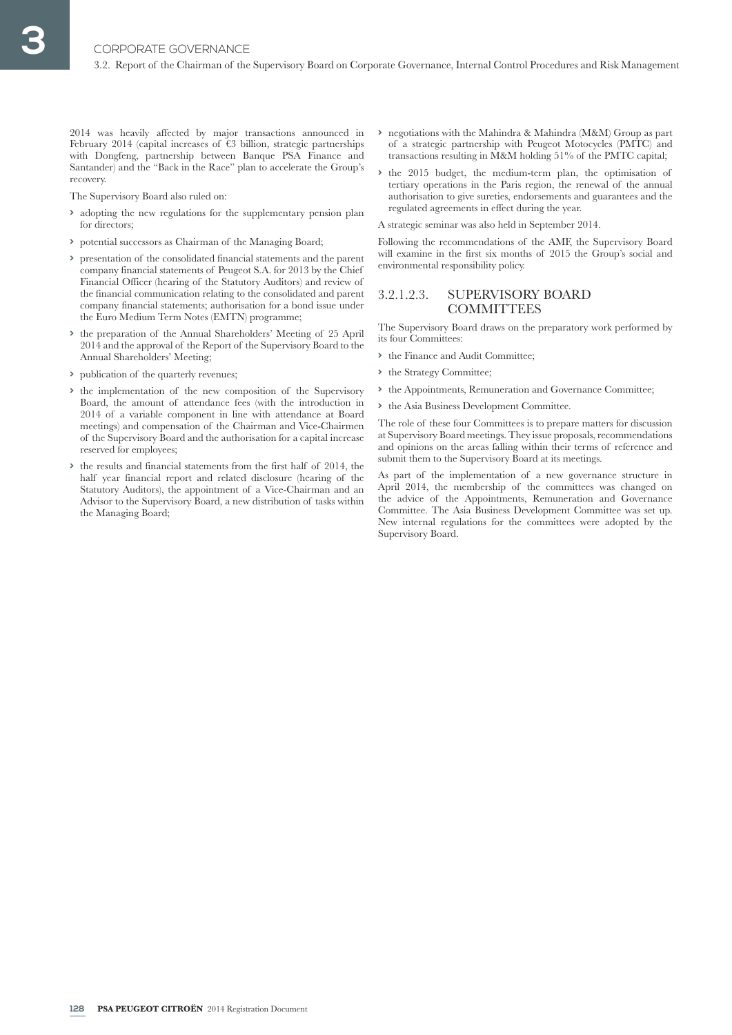2014 was heavily affected by major transactions announced in February 2014 (capital increases of €3 billion, strategic partnerships with Dongfeng, partnership between Banque PSA Finance and Santander) and the "Back in the Race" plan to accelerate the Group's recovery.

The Supervisory Board also ruled on:

- adopting the new regulations for the supplementary pension plan for directors;
- potential successors as Chairman of the Managing Board;
- presentation of the consolidated financial statements and the parent company financial statements of Peugeot S.A. for 2013 by the Chief Financial Officer (hearing of the Statutory Auditors) and review of the financial communication relating to the consolidated and parent company financial statements; authorisation for a bond issue under the Euro Medium Term Notes (EMTN) programme;
- the preparation of the Annual Shareholders' Meeting of 25 April 2014 and the approval of the Report of the Supervisory Board to the Annual Shareholders' Meeting;
- publication of the quarterly revenues;
- the implementation of the new composition of the Supervisory Board, the amount of attendance fees (with the introduction in 2014 of a variable component in line with attendance at Board meetings) and compensation of the Chairman and Vice-Chairmen of the Supervisory Board and the authorisation for a capital increase reserved for employees;
- the results and financial statements from the first half of 2014, the half year financial report and related disclosure (hearing of the Statutory Auditors), the appointment of a Vice-Chairman and an Advisor to the Supervisory Board, a new distribution of tasks within the Managing Board;
- negotiations with the Mahindra & Mahindra (M&M) Group as part of a strategic partnership with Peugeot Motocycles (PMTC) and transactions resulting in M&M holding 51% of the PMTC capital;
- the 2015 budget, the medium-term plan, the optimisation of tertiary operations in the Paris region, the renewal of the annual authorisation to give sureties, endorsements and guarantees and the regulated agreements in effect during the year.

A strategic seminar was also held in September 2014.

Following the recommendations of the AMF, the Supervisory Board will examine in the first six months of 2015 the Group's social and environmental responsibility policy.

### 3.2.1.2.3. SUPERVISORY BOARD COMMITTEES

The Supervisory Board draws on the preparatory work performed by its four Committees:

- the Finance and Audit Committee;
- the Strategy Committee;
- the Appointments, Remuneration and Governance Committee;
- the Asia Business Development Committee.

The role of these four Committees is to prepare matters for discussion at Supervisory Board meetings. They issue proposals, recommendations and opinions on the areas falling within their terms of reference and submit them to the Supervisory Board at its meetings.

As part of the implementation of a new governance structure in April 2014, the membership of the committees was changed on the advice of the Appointments, Remuneration and Governance Committee. The Asia Business Development Committee was set up. New internal regulations for the committees were adopted by the Supervisory Board.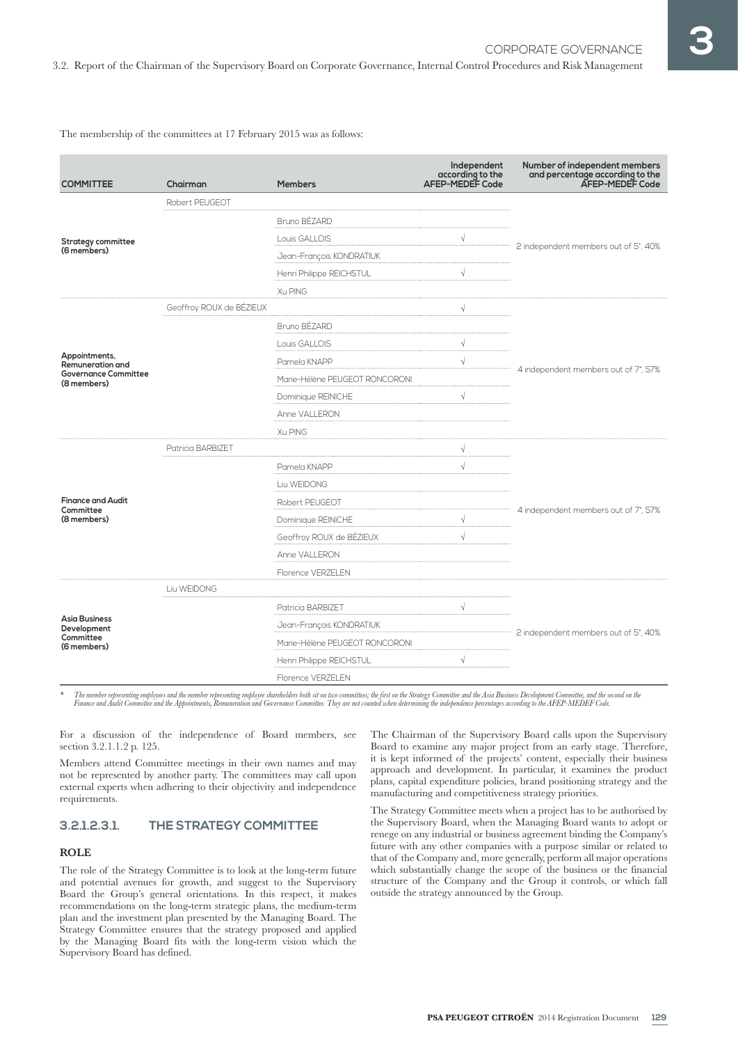The membership of the committees at 17 February 2015 was as follows:

| COMMITTEE | Chairman | Members | Independent according to the AFEP-MEDEF Code | Number of independent members and percentage according to the AFEP-MEDEF Code |
|---|---|---|---|---|
| **Strategy committee (6 members)** | Robert PEUGEOT | | | 2 independent members out of 5*, 40% |
| | | Bruno BÉZARD | | |
| | | Louis GALLOIS | √ | |
| | | Jean-François KONDRATIUK | | |
| | | Henri Philippe REICHSTUL | √ | |
| | | Xu PING | | |
| **Appointments, Remuneration and Governance Committee (8 members)** | Geoffroy ROUX de BÉZIEUX | | √ | 4 independent members out of 7*, 57% |
| | | Bruno BÉZARD | | |
| | | Louis GALLOIS | √ | |
| | | Pamela KNAPP | √ | |
| | | Marie-Hélène PEUGEOT RONCORONI | | |
| | | Dominique REINICHE | √ | |
| | | Anne VALLERON | | |
| | | Xu PING | | |
| **Finance and Audit Committee (8 members)** | Patricia BARBIZET | | √ | 4 independent members out of 7*, 57% |
| | | Pamela KNAPP | √ | |
| | | Liu WEIDONG | | |
| | | Robert PEUGEOT | | |
| | | Dominique REINICHE | √ | |
| | | Geoffroy ROUX de BÉZIEUX | √ | |
| | | Anne VALLERON | | |
| | | Florence VERZELEN | | |
| **Asia Business Development Committee (6 members)** | Liu WEIDONG | | | 2 independent members out of 5*, 40% |
| | | Patricia BARBIZET | √ | |
| | | Jean-François KONDRATIUK | | |
| | | Marie-Hélène PEUGEOT RONCORONI | | |
| | | Henri Philippe REICHSTUL | √ | |
| | | Florence VERZELEN | | |

\* *The member representing employees and the member representing employee shareholders both sit on two committees; the first on the Strategy Committee and the Asia Business Development Committee, and the second on the Finance and Audit Committee and the Appointments, Remuneration and Governance Committee. They are not counted when determining the independence percentages according to the AFEP-MEDEF Code.*

For a discussion of the independence of Board members, see section 3.2.1.1.2 p. 125.

Members attend Committee meetings in their own names and may not be represented by another party. The committees may call upon external experts when adhering to their objectivity and independence requirements.

### 3.2.1.2.3.1. THE STRATEGY COMMITTEE

**ROLE**

The role of the Strategy Committee is to look at the long-term future and potential avenues for growth, and suggest to the Supervisory Board the Group's general orientations. In this respect, it makes recommendations on the long-term strategic plans, the medium-term plan and the investment plan presented by the Managing Board. The Strategy Committee ensures that the strategy proposed and applied by the Managing Board fits with the long-term vision which the Supervisory Board has defined.

The Chairman of the Supervisory Board calls upon the Supervisory Board to examine any major project from an early stage. Therefore, it is kept informed of the projects' content, especially their business approach and development. In particular, it examines the product plans, capital expenditure policies, brand positioning strategy and the manufacturing and competitiveness strategy priorities.

The Strategy Committee meets when a project has to be authorised by the Supervisory Board, when the Managing Board wants to adopt or renege on any industrial or business agreement binding the Company's future with any other companies with a purpose similar or related to that of the Company and, more generally, perform all major operations which substantially change the scope of the business or the financial structure of the Company and the Group it controls, or which fall outside the strategy announced by the Group.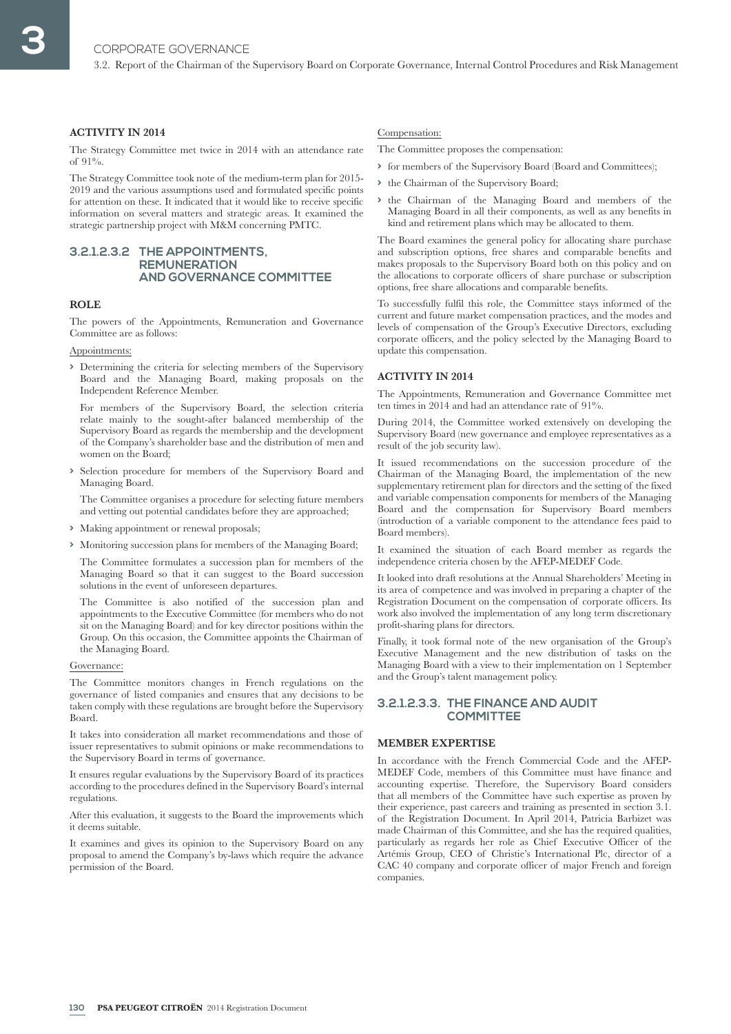#### ACTIVITY IN 2014

The Strategy Committee met twice in 2014 with an attendance rate of 91%.

The Strategy Committee took note of the medium-term plan for 2015-2019 and the various assumptions used and formulated specific points for attention on these. It indicated that it would like to receive specific information on several matters and strategic areas. It examined the strategic partnership project with M&M concerning PMTC.

### 3.2.1.2.3.2 THE APPOINTMENTS, REMUNERATION AND GOVERNANCE COMMITTEE

#### ROLE

The powers of the Appointments, Remuneration and Governance Committee are as follows:

Appointments:

- Determining the criteria for selecting members of the Supervisory Board and the Managing Board, making proposals on the Independent Reference Member.

  For members of the Supervisory Board, the selection criteria relate mainly to the sought-after balanced membership of the Supervisory Board as regards the membership and the development of the Company's shareholder base and the distribution of men and women on the Board;

- Selection procedure for members of the Supervisory Board and Managing Board.

  The Committee organises a procedure for selecting future members and vetting out potential candidates before they are approached;

- Making appointment or renewal proposals;
- Monitoring succession plans for members of the Managing Board;

  The Committee formulates a succession plan for members of the Managing Board so that it can suggest to the Board succession solutions in the event of unforeseen departures.

  The Committee is also notified of the succession plan and appointments to the Executive Committee (for members who do not sit on the Managing Board) and for key director positions within the Group. On this occasion, the Committee appoints the Chairman of the Managing Board.

Governance:

The Committee monitors changes in French regulations on the governance of listed companies and ensures that any decisions to be taken comply with these regulations are brought before the Supervisory Board.

It takes into consideration all market recommendations and those of issuer representatives to submit opinions or make recommendations to the Supervisory Board in terms of governance.

It ensures regular evaluations by the Supervisory Board of its practices according to the procedures defined in the Supervisory Board's internal regulations.

After this evaluation, it suggests to the Board the improvements which it deems suitable.

It examines and gives its opinion to the Supervisory Board on any proposal to amend the Company's by-laws which require the advance permission of the Board.

Compensation:

The Committee proposes the compensation:

- for members of the Supervisory Board (Board and Committees);
- the Chairman of the Supervisory Board;
- the Chairman of the Managing Board and members of the Managing Board in all their components, as well as any benefits in kind and retirement plans which may be allocated to them.

The Board examines the general policy for allocating share purchase and subscription options, free shares and comparable benefits and makes proposals to the Supervisory Board both on this policy and on the allocations to corporate officers of share purchase or subscription options, free share allocations and comparable benefits.

To successfully fulfil this role, the Committee stays informed of the current and future market compensation practices, and the modes and levels of compensation of the Group's Executive Directors, excluding corporate officers, and the policy selected by the Managing Board to update this compensation.

#### ACTIVITY IN 2014

The Appointments, Remuneration and Governance Committee met ten times in 2014 and had an attendance rate of 91%.

During 2014, the Committee worked extensively on developing the Supervisory Board (new governance and employee representatives as a result of the job security law).

It issued recommendations on the succession procedure of the Chairman of the Managing Board, the implementation of the new supplementary retirement plan for directors and the setting of the fixed and variable compensation components for members of the Managing Board and the compensation for Supervisory Board members (introduction of a variable component to the attendance fees paid to Board members).

It examined the situation of each Board member as regards the independence criteria chosen by the AFEP-MEDEF Code.

It looked into draft resolutions at the Annual Shareholders' Meeting in its area of competence and was involved in preparing a chapter of the Registration Document on the compensation of corporate officers. Its work also involved the implementation of any long term discretionary profit-sharing plans for directors.

Finally, it took formal note of the new organisation of the Group's Executive Management and the new distribution of tasks on the Managing Board with a view to their implementation on 1 September and the Group's talent management policy.

### 3.2.1.2.3.3. THE FINANCE AND AUDIT COMMITTEE

#### MEMBER EXPERTISE

In accordance with the French Commercial Code and the AFEP-MEDEF Code, members of this Committee must have finance and accounting expertise. Therefore, the Supervisory Board considers that all members of the Committee have such expertise as proven by their experience, past careers and training as presented in section 3.1. of the Registration Document. In April 2014, Patricia Barbizet was made Chairman of this Committee, and she has the required qualities, particularly as regards her role as Chief Executive Officer of the Artémis Group, CEO of Christie's International Plc, director of a CAC 40 company and corporate officer of major French and foreign companies.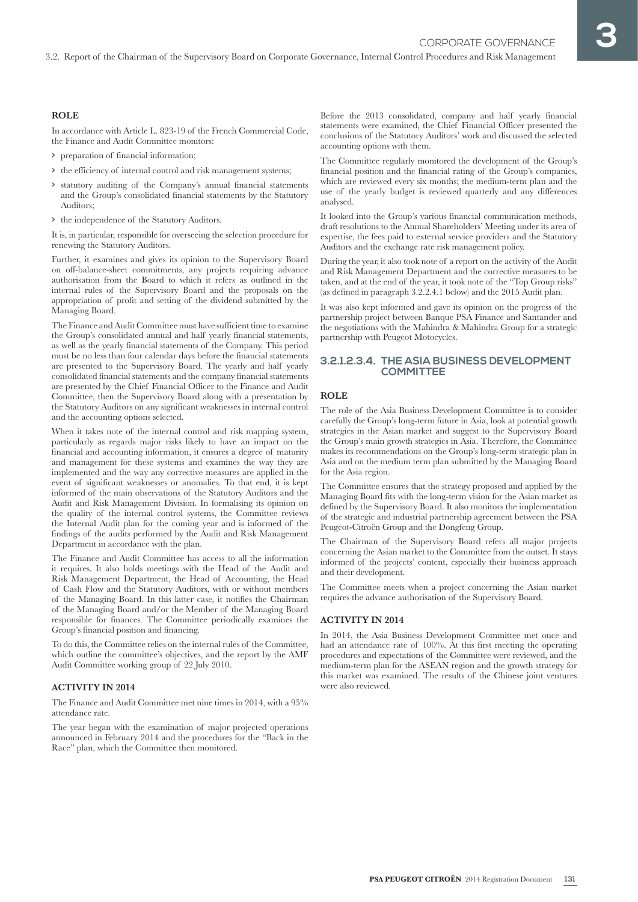#### ROLE

In accordance with Article L. 823-19 of the French Commercial Code, the Finance and Audit Committee monitors:

- preparation of financial information;
- the efficiency of internal control and risk management systems;
- statutory auditing of the Company's annual financial statements and the Group's consolidated financial statements by the Statutory Auditors;
- the independence of the Statutory Auditors.

It is, in particular, responsible for overseeing the selection procedure for renewing the Statutory Auditors.

Further, it examines and gives its opinion to the Supervisory Board on off-balance-sheet commitments, any projects requiring advance authorisation from the Board to which it refers as outlined in the internal rules of the Supervisory Board and the proposals on the appropriation of profit and setting of the dividend submitted by the Managing Board.

The Finance and Audit Committee must have sufficient time to examine the Group's consolidated annual and half yearly financial statements, as well as the yearly financial statements of the Company. This period must be no less than four calendar days before the financial statements are presented to the Supervisory Board. The yearly and half yearly consolidated financial statements and the company financial statements are presented by the Chief Financial Officer to the Finance and Audit Committee, then the Supervisory Board along with a presentation by the Statutory Auditors on any significant weaknesses in internal control and the accounting options selected.

When it takes note of the internal control and risk mapping system, particularly as regards major risks likely to have an impact on the financial and accounting information, it ensures a degree of maturity and management for these systems and examines the way they are implemented and the way any corrective measures are applied in the event of significant weaknesses or anomalies. To that end, it is kept informed of the main observations of the Statutory Auditors and the Audit and Risk Management Division. In formalising its opinion on the quality of the internal control systems, the Committee reviews the Internal Audit plan for the coming year and is informed of the findings of the audits performed by the Audit and Risk Management Department in accordance with the plan.

The Finance and Audit Committee has access to all the information it requires. It also holds meetings with the Head of the Audit and Risk Management Department, the Head of Accounting, the Head of Cash Flow and the Statutory Auditors, with or without members of the Managing Board. In this latter case, it notifies the Chairman of the Managing Board and/or the Member of the Managing Board responsible for finances. The Committee periodically examines the Group's financial position and financing.

To do this, the Committee relies on the internal rules of the Committee, which outline the committee's objectives, and the report by the AMF Audit Committee working group of 22 July 2010.

#### ACTIVITY IN 2014

The Finance and Audit Committee met nine times in 2014, with a 95% attendance rate.

The year began with the examination of major projected operations announced in February 2014 and the procedures for the "Back in the Race" plan, which the Committee then monitored.

Before the 2013 consolidated, company and half yearly financial statements were examined, the Chief Financial Officer presented the conclusions of the Statutory Auditors' work and discussed the selected accounting options with them.

The Committee regularly monitored the development of the Group's financial position and the financial rating of the Group's companies, which are reviewed every six months; the medium-term plan and the use of the yearly budget is reviewed quarterly and any differences analysed.

It looked into the Group's various financial communication methods, draft resolutions to the Annual Shareholders' Meeting under its area of expertise, the fees paid to external service providers and the Statutory Auditors and the exchange rate risk management policy.

During the year, it also took note of a report on the activity of the Audit and Risk Management Department and the corrective measures to be taken, and at the end of the year, it took note of the "Top Group risks" (as defined in paragraph 3.2.2.4.1 below) and the 2015 Audit plan.

It was also kept informed and gave its opinion on the progress of the partnership project between Banque PSA Finance and Santander and the negotiations with the Mahindra & Mahindra Group for a strategic partnership with Peugeot Motocycles.

### 3.2.1.2.3.4. THE ASIA BUSINESS DEVELOPMENT COMMITTEE

#### ROLE

The role of the Asia Business Development Committee is to consider carefully the Group's long-term future in Asia, look at potential growth strategies in the Asian market and suggest to the Supervisory Board the Group's main growth strategies in Asia. Therefore, the Committee makes its recommendations on the Group's long-term strategic plan in Asia and on the medium term plan submitted by the Managing Board for the Asia region.

The Committee ensures that the strategy proposed and applied by the Managing Board fits with the long-term vision for the Asian market as defined by the Supervisory Board. It also monitors the implementation of the strategic and industrial partnership agreement between the PSA Peugeot-Citroën Group and the Dongfeng Group.

The Chairman of the Supervisory Board refers all major projects concerning the Asian market to the Committee from the outset. It stays informed of the projects' content, especially their business approach and their development.

The Committee meets when a project concerning the Asian market requires the advance authorisation of the Supervisory Board.

#### ACTIVITY IN 2014

In 2014, the Asia Business Development Committee met once and had an attendance rate of 100%. At this first meeting the operating procedures and expectations of the Committee were reviewed, and the medium-term plan for the ASEAN region and the growth strategy for this market was examined. The results of the Chinese joint ventures were also reviewed.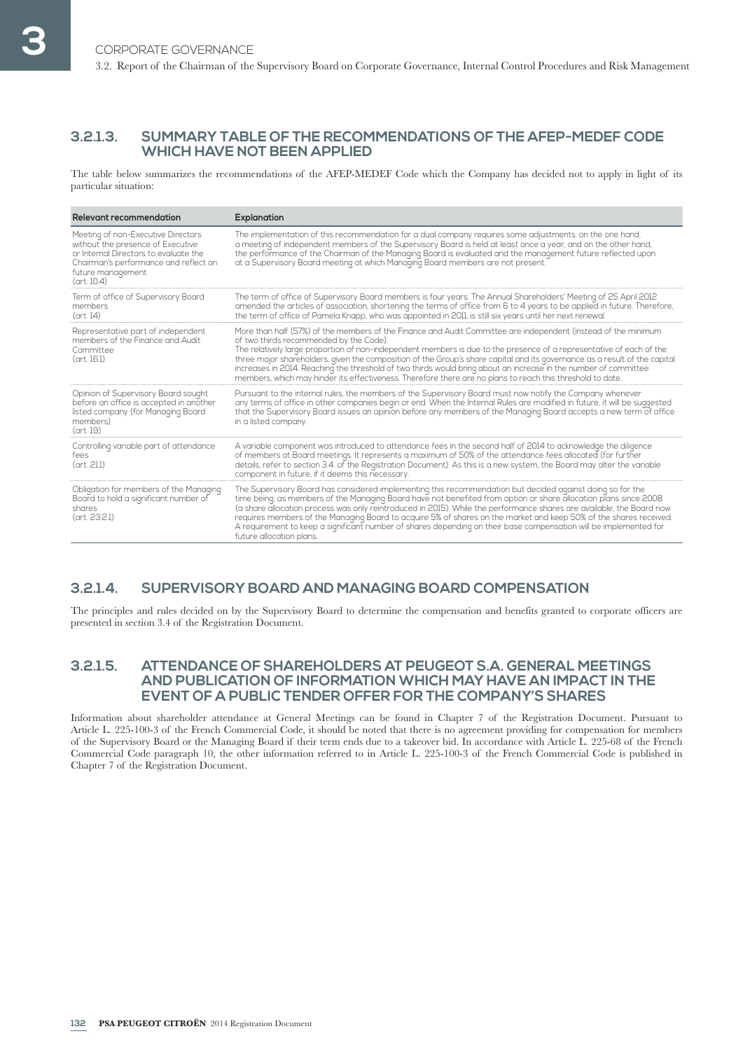### 3.2.1.3. SUMMARY TABLE OF THE RECOMMENDATIONS OF THE AFEP-MEDEF CODE WHICH HAVE NOT BEEN APPLIED

The table below summarizes the recommendations of the AFEP-MEDEF Code which the Company has decided not to apply in light of its particular situation:

| Relevant recommendation | Explanation |
|---|---|
| Meeting of non-Executive Directors without the presence of Executive or Internal Directors to evaluate the Chairman's performance and reflect on future management (art. 10.4) | The implementation of this recommendation for a dual company requires some adjustments: on the one hand, a meeting of independent members of the Supervisory Board is held at least once a year, and on the other hand, the performance of the Chairman of the Managing Board is evaluated and the management future reflected upon at a Supervisory Board meeting at which Managing Board members are not present. |
| Term of office of Supervisory Board members (art. 14) | The term of office of Supervisory Board members is four years. The Annual Shareholders' Meeting of 25 April 2012 amended the articles of association, shortening the terms of office from 6 to 4 years to be applied in future. Therefore, the term of office of Pamela Knapp, who was appointed in 2011, is still six years until her next renewal. |
| Representative part of independent members of the Finance and Audit Committee (art. 16.1) | More than half (57%) of the members of the Finance and Audit Committee are independent (instead of the minimum of two thirds recommended by the Code).<br>The relatively large proportion of non-independent members is due to the presence of a representative of each of the three major shareholders, given the composition of the Group's share capital and its governance as a result of the capital increases in 2014. Reaching the threshold of two thirds would bring about an increase in the number of committee members, which may hinder its effectiveness. Therefore there are no plans to reach this threshold to date. |
| Opinion of Supervisory Board sought before an office is accepted in another listed company (for Managing Board members) (art. 19) | Pursuant to the internal rules, the members of the Supervisory Board must now notify the Company whenever any terms of office in other companies begin or end. When the Internal Rules are modified in future, it will be suggested that the Supervisory Board issues an opinion before any members of the Managing Board accepts a new term of office in a listed company. |
| Controlling variable part of attendance fees (art. 21.1) | A variable component was introduced to attendance fees in the second half of 2014 to acknowledge the diligence of members at Board meetings. It represents a maximum of 50% of the attendance fees allocated (for further details, refer to section 3.4. of the Registration Document). As this is a new system, the Board may alter the variable component in future, if it deems this necessary. |
| Obligation for members of the Managing Board to hold a significant number of shares (art. 23.2.1) | The Supervisory Board has considered implementing this recommendation but decided against doing so for the time being, as members of the Managing Board have not benefited from option or share allocation plans since 2008 (a share allocation process was only reintroduced in 2015). While the performance shares are available, the Board now requires members of the Managing Board to acquire 5% of shares on the market and keep 50% of the shares received. A requirement to keep a significant number of shares depending on their base compensation will be implemented for future allocation plans. |

### 3.2.1.4. SUPERVISORY BOARD AND MANAGING BOARD COMPENSATION

The principles and rules decided on by the Supervisory Board to determine the compensation and benefits granted to corporate officers are presented in section 3.4 of the Registration Document.

### 3.2.1.5. ATTENDANCE OF SHAREHOLDERS AT PEUGEOT S.A. GENERAL MEETINGS AND PUBLICATION OF INFORMATION WHICH MAY HAVE AN IMPACT IN THE EVENT OF A PUBLIC TENDER OFFER FOR THE COMPANY'S SHARES

Information about shareholder attendance at General Meetings can be found in Chapter 7 of the Registration Document. Pursuant to Article L. 225-100-3 of the French Commercial Code, it should be noted that there is no agreement providing for compensation for members of the Supervisory Board or the Managing Board if their term ends due to a takeover bid. In accordance with Article L. 225-68 of the French Commercial Code paragraph 10, the other information referred to in Article L. 225-100-3 of the French Commercial Code is published in Chapter 7 of the Registration Document.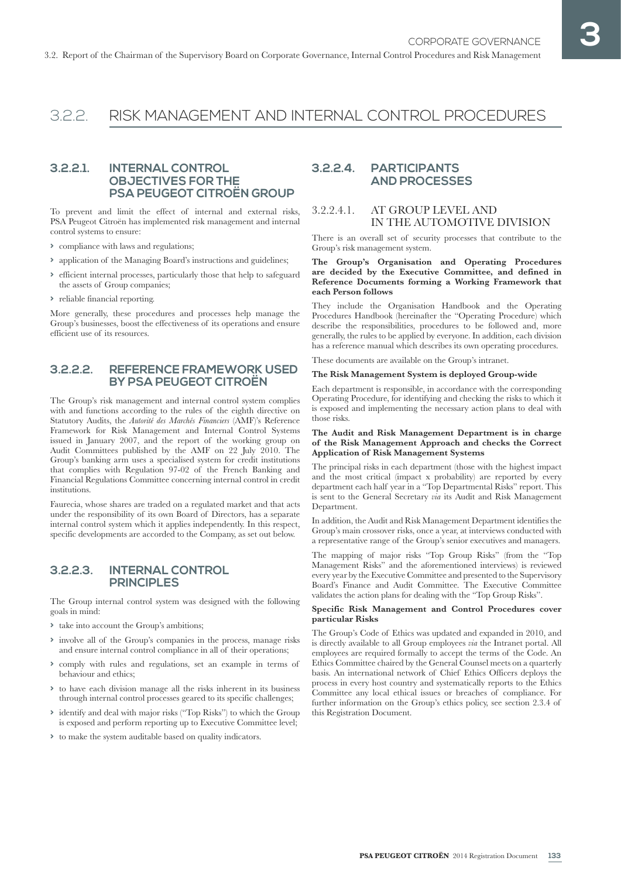## 3.2.2. RISK MANAGEMENT AND INTERNAL CONTROL PROCEDURES

### 3.2.2.1. INTERNAL CONTROL OBJECTIVES FOR THE PSA PEUGEOT CITROËN GROUP

To prevent and limit the effect of internal and external risks, PSA Peugeot Citroën has implemented risk management and internal control systems to ensure:

- compliance with laws and regulations;
- application of the Managing Board's instructions and guidelines;
- efficient internal processes, particularly those that help to safeguard the assets of Group companies;
- reliable financial reporting.

More generally, these procedures and processes help manage the Group's businesses, boost the effectiveness of its operations and ensure efficient use of its resources.

### 3.2.2.2. REFERENCE FRAMEWORK USED BY PSA PEUGEOT CITROËN

The Group's risk management and internal control system complies with and functions according to the rules of the eighth directive on Statutory Audits, the *Autorité des Marchés Financiers* (AMF)'s Reference Framework for Risk Management and Internal Control Systems issued in January 2007, and the report of the working group on Audit Committees published by the AMF on 22 July 2010. The Group's banking arm uses a specialised system for credit institutions that complies with Regulation 97-02 of the French Banking and Financial Regulations Committee concerning internal control in credit institutions.

Faurecia, whose shares are traded on a regulated market and that acts under the responsibility of its own Board of Directors, has a separate internal control system which it applies independently. In this respect, specific developments are accorded to the Company, as set out below.

### 3.2.2.3. INTERNAL CONTROL PRINCIPLES

The Group internal control system was designed with the following goals in mind:

- take into account the Group's ambitions;
- involve all of the Group's companies in the process, manage risks and ensure internal control compliance in all of their operations;
- comply with rules and regulations, set an example in terms of behaviour and ethics;
- to have each division manage all the risks inherent in its business through internal control processes geared to its specific challenges;
- identify and deal with major risks ("Top Risks") to which the Group is exposed and perform reporting up to Executive Committee level;
- to make the system auditable based on quality indicators.

### 3.2.2.4. PARTICIPANTS AND PROCESSES

#### 3.2.2.4.1. AT GROUP LEVEL AND IN THE AUTOMOTIVE DIVISION

There is an overall set of security processes that contribute to the Group's risk management system.

**The Group's Organisation and Operating Procedures are decided by the Executive Committee, and defined in Reference Documents forming a Working Framework that each Person follows**

They include the Organisation Handbook and the Operating Procedures Handbook (hereinafter the "Operating Procedure) which describe the responsibilities, procedures to be followed and, more generally, the rules to be applied by everyone. In addition, each division has a reference manual which describes its own operating procedures.

These documents are available on the Group's intranet.

**The Risk Management System is deployed Group-wide**

Each department is responsible, in accordance with the corresponding Operating Procedure, for identifying and checking the risks to which it is exposed and implementing the necessary action plans to deal with those risks.

**The Audit and Risk Management Department is in charge of the Risk Management Approach and checks the Correct Application of Risk Management Systems**

The principal risks in each department (those with the highest impact and the most critical (impact x probability) are reported by every department each half year in a "Top Departmental Risks" report. This is sent to the General Secretary *via* its Audit and Risk Management Department.

In addition, the Audit and Risk Management Department identifies the Group's main crossover risks, once a year, at interviews conducted with a representative range of the Group's senior executives and managers.

The mapping of major risks "Top Group Risks" (from the "Top Management Risks" and the aforementioned interviews) is reviewed every year by the Executive Committee and presented to the Supervisory Board's Finance and Audit Committee. The Executive Committee validates the action plans for dealing with the "Top Group Risks".

**Specific Risk Management and Control Procedures cover particular Risks**

The Group's Code of Ethics was updated and expanded in 2010, and is directly available to all Group employees *via* the Intranet portal. All employees are required formally to accept the terms of the Code. An Ethics Committee chaired by the General Counsel meets on a quarterly basis. An international network of Chief Ethics Officers deploys the process in every host country and systematically reports to the Ethics Committee any local ethical issues or breaches of compliance. For further information on the Group's ethics policy, see section 2.3.4 of this Registration Document.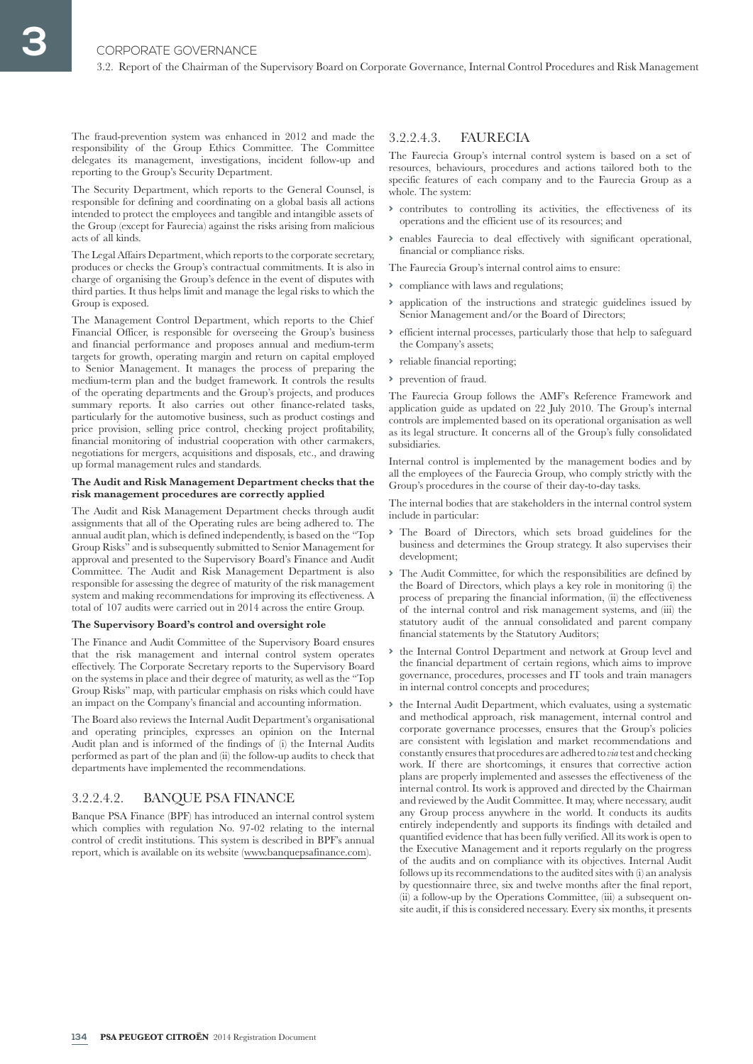The fraud-prevention system was enhanced in 2012 and made the responsibility of the Group Ethics Committee. The Committee delegates its management, investigations, incident follow-up and reporting to the Group's Security Department.

The Security Department, which reports to the General Counsel, is responsible for defining and coordinating on a global basis all actions intended to protect the employees and tangible and intangible assets of the Group (except for Faurecia) against the risks arising from malicious acts of all kinds.

The Legal Affairs Department, which reports to the corporate secretary, produces or checks the Group's contractual commitments. It is also in charge of organising the Group's defence in the event of disputes with third parties. It thus helps limit and manage the legal risks to which the Group is exposed.

The Management Control Department, which reports to the Chief Financial Officer, is responsible for overseeing the Group's business and financial performance and proposes annual and medium-term targets for growth, operating margin and return on capital employed to Senior Management. It manages the process of preparing the medium-term plan and the budget framework. It controls the results of the operating departments and the Group's projects, and produces summary reports. It also carries out other finance-related tasks, particularly for the automotive business, such as product costings and price provision, selling price control, checking project profitability, financial monitoring of industrial cooperation with other carmakers, negotiations for mergers, acquisitions and disposals, etc., and drawing up formal management rules and standards.

**The Audit and Risk Management Department checks that the risk management procedures are correctly applied**

The Audit and Risk Management Department checks through audit assignments that all of the Operating rules are being adhered to. The annual audit plan, which is defined independently, is based on the "Top Group Risks" and is subsequently submitted to Senior Management for approval and presented to the Supervisory Board's Finance and Audit Committee. The Audit and Risk Management Department is also responsible for assessing the degree of maturity of the risk management system and making recommendations for improving its effectiveness. A total of 107 audits were carried out in 2014 across the entire Group.

**The Supervisory Board's control and oversight role**

The Finance and Audit Committee of the Supervisory Board ensures that the risk management and internal control system operates effectively. The Corporate Secretary reports to the Supervisory Board on the systems in place and their degree of maturity, as well as the "Top Group Risks" map, with particular emphasis on risks which could have an impact on the Company's financial and accounting information.

The Board also reviews the Internal Audit Department's organisational and operating principles, expresses an opinion on the Internal Audit plan and is informed of the findings of (i) the Internal Audits performed as part of the plan and (ii) the follow-up audits to check that departments have implemented the recommendations.

### 3.2.2.4.2. BANQUE PSA FINANCE

Banque PSA Finance (BPF) has introduced an internal control system which complies with regulation No. 97-02 relating to the internal control of credit institutions. This system is described in BPF's annual report, which is available on its website (www.banquepsafinance.com).

### 3.2.2.4.3. FAURECIA

The Faurecia Group's internal control system is based on a set of resources, behaviours, procedures and actions tailored both to the specific features of each company and to the Faurecia Group as a whole. The system:

- contributes to controlling its activities, the effectiveness of its operations and the efficient use of its resources; and
- enables Faurecia to deal effectively with significant operational, financial or compliance risks.

The Faurecia Group's internal control aims to ensure:

- compliance with laws and regulations;
- application of the instructions and strategic guidelines issued by Senior Management and/or the Board of Directors;
- efficient internal processes, particularly those that help to safeguard the Company's assets;
- reliable financial reporting;
- prevention of fraud.

The Faurecia Group follows the AMF's Reference Framework and application guide as updated on 22 July 2010. The Group's internal controls are implemented based on its operational organisation as well as its legal structure. It concerns all of the Group's fully consolidated subsidiaries.

Internal control is implemented by the management bodies and by all the employees of the Faurecia Group, who comply strictly with the Group's procedures in the course of their day-to-day tasks.

The internal bodies that are stakeholders in the internal control system include in particular:

- The Board of Directors, which sets broad guidelines for the business and determines the Group strategy. It also supervises their development;
- The Audit Committee, for which the responsibilities are defined by the Board of Directors, which plays a key role in monitoring (i) the process of preparing the financial information, (ii) the effectiveness of the internal control and risk management systems, and (iii) the statutory audit of the annual consolidated and parent company financial statements by the Statutory Auditors;
- the Internal Control Department and network at Group level and the financial department of certain regions, which aims to improve governance, procedures, processes and IT tools and train managers in internal control concepts and procedures;
- the Internal Audit Department, which evaluates, using a systematic and methodical approach, risk management, internal control and corporate governance processes, ensures that the Group's policies are consistent with legislation and market recommendations and constantly ensures that procedures are adhered to *via* test and checking work. If there are shortcomings, it ensures that corrective action plans are properly implemented and assesses the effectiveness of the internal control. Its work is approved and directed by the Chairman and reviewed by the Audit Committee. It may, where necessary, audit any Group process anywhere in the world. It conducts its audits entirely independently and supports its findings with detailed and quantified evidence that has been fully verified. All its work is open to the Executive Management and it reports regularly on the progress of the audits and on compliance with its objectives. Internal Audit follows up its recommendations to the audited sites with (i) an analysis by questionnaire three, six and twelve months after the final report, (ii) a follow-up by the Operations Committee, (iii) a subsequent on-site audit, if this is considered necessary. Every six months, it presents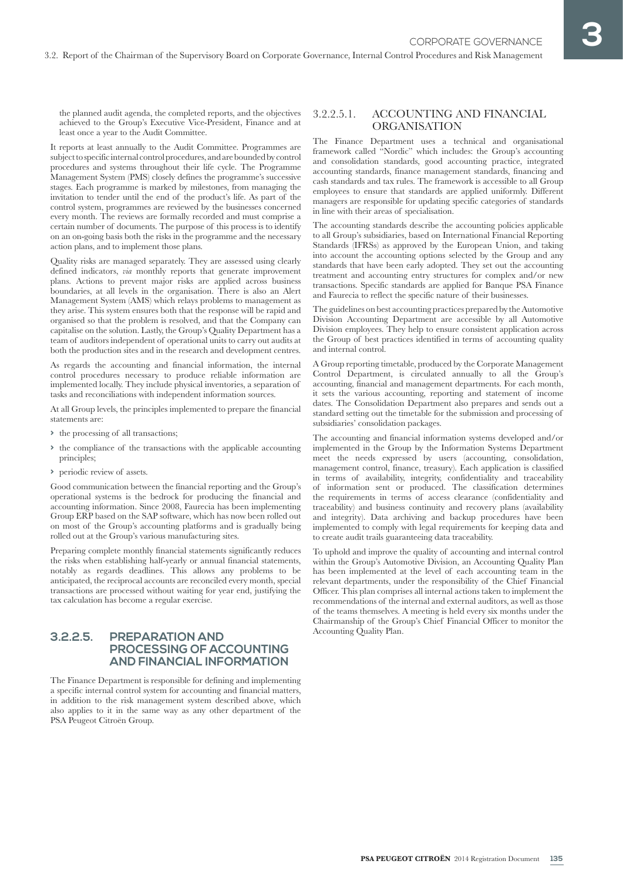the planned audit agenda, the completed reports, and the objectives achieved to the Group's Executive Vice-President, Finance and at least once a year to the Audit Committee.

It reports at least annually to the Audit Committee. Programmes are subject to specific internal control procedures, and are bounded by control procedures and systems throughout their life cycle. The Programme Management System (PMS) closely defines the programme's successive stages. Each programme is marked by milestones, from managing the invitation to tender until the end of the product's life. As part of the control system, programmes are reviewed by the businesses concerned every month. The reviews are formally recorded and must comprise a certain number of documents. The purpose of this process is to identify on an on-going basis both the risks in the programme and the necessary action plans, and to implement those plans.

Quality risks are managed separately. They are assessed using clearly defined indicators, *via* monthly reports that generate improvement plans. Actions to prevent major risks are applied across business boundaries, at all levels in the organisation. There is also an Alert Management System (AMS) which relays problems to management as they arise. This system ensures both that the response will be rapid and organised so that the problem is resolved, and that the Company can capitalise on the solution. Lastly, the Group's Quality Department has a team of auditors independent of operational units to carry out audits at both the production sites and in the research and development centres.

As regards the accounting and financial information, the internal control procedures necessary to produce reliable information are implemented locally. They include physical inventories, a separation of tasks and reconciliations with independent information sources.

At all Group levels, the principles implemented to prepare the financial statements are:

- the processing of all transactions;
- the compliance of the transactions with the applicable accounting principles;
- periodic review of assets.

Good communication between the financial reporting and the Group's operational systems is the bedrock for producing the financial and accounting information. Since 2008, Faurecia has been implementing Group ERP based on the SAP software, which has now been rolled out on most of the Group's accounting platforms and is gradually being rolled out at the Group's various manufacturing sites.

Preparing complete monthly financial statements significantly reduces the risks when establishing half-yearly or annual financial statements, notably as regards deadlines. This allows any problems to be anticipated, the reciprocal accounts are reconciled every month, special transactions are processed without waiting for year end, justifying the tax calculation has become a regular exercise.

### 3.2.2.5. PREPARATION AND PROCESSING OF ACCOUNTING AND FINANCIAL INFORMATION

The Finance Department is responsible for defining and implementing a specific internal control system for accounting and financial matters, in addition to the risk management system described above, which also applies to it in the same way as any other department of the PSA Peugeot Citroën Group.

#### 3.2.2.5.1. ACCOUNTING AND FINANCIAL ORGANISATION

The Finance Department uses a technical and organisational framework called "Nordic" which includes: the Group's accounting and consolidation standards, good accounting practice, integrated accounting standards, finance management standards, financing and cash standards and tax rules. The framework is accessible to all Group employees to ensure that standards are applied uniformly. Different managers are responsible for updating specific categories of standards in line with their areas of specialisation.

The accounting standards describe the accounting policies applicable to all Group's subsidiaries, based on International Financial Reporting Standards (IFRSs) as approved by the European Union, and taking into account the accounting options selected by the Group and any standards that have been early adopted. They set out the accounting treatment and accounting entry structures for complex and/or new transactions. Specific standards are applied for Banque PSA Finance and Faurecia to reflect the specific nature of their businesses.

The guidelines on best accounting practices prepared by the Automotive Division Accounting Department are accessible by all Automotive Division employees. They help to ensure consistent application across the Group of best practices identified in terms of accounting quality and internal control.

A Group reporting timetable, produced by the Corporate Management Control Department, is circulated annually to all the Group's accounting, financial and management departments. For each month, it sets the various accounting, reporting and statement of income dates. The Consolidation Department also prepares and sends out a standard setting out the timetable for the submission and processing of subsidiaries' consolidation packages.

The accounting and financial information systems developed and/or implemented in the Group by the Information Systems Department meet the needs expressed by users (accounting, consolidation, management control, finance, treasury). Each application is classified in terms of availability, integrity, confidentiality and traceability of information sent or produced. The classification determines the requirements in terms of access clearance (confidentiality and traceability) and business continuity and recovery plans (availability and integrity). Data archiving and backup procedures have been implemented to comply with legal requirements for keeping data and to create audit trails guaranteeing data traceability.

To uphold and improve the quality of accounting and internal control within the Group's Automotive Division, an Accounting Quality Plan has been implemented at the level of each accounting team in the relevant departments, under the responsibility of the Chief Financial Officer. This plan comprises all internal actions taken to implement the recommendations of the internal and external auditors, as well as those of the teams themselves. A meeting is held every six months under the Chairmanship of the Group's Chief Financial Officer to monitor the Accounting Quality Plan.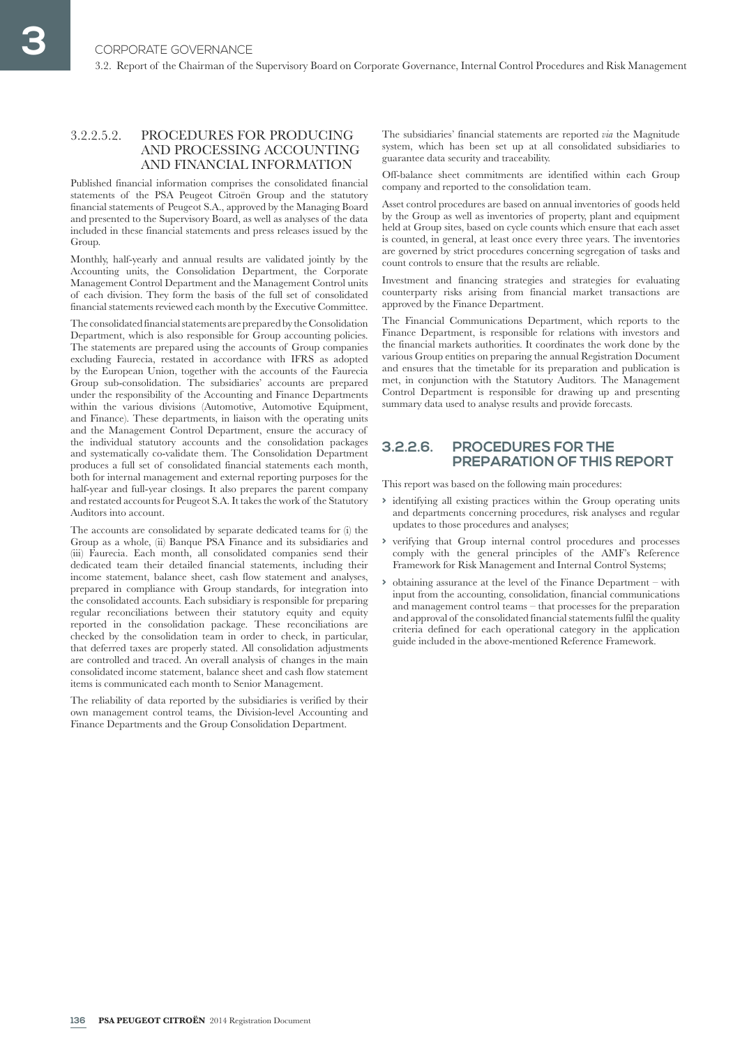#### 3.2.2.5.2. PROCEDURES FOR PRODUCING AND PROCESSING ACCOUNTING AND FINANCIAL INFORMATION

Published financial information comprises the consolidated financial statements of the PSA Peugeot Citroën Group and the statutory financial statements of Peugeot S.A., approved by the Managing Board and presented to the Supervisory Board, as well as analyses of the data included in these financial statements and press releases issued by the Group.

Monthly, half-yearly and annual results are validated jointly by the Accounting units, the Consolidation Department, the Corporate Management Control Department and the Management Control units of each division. They form the basis of the full set of consolidated financial statements reviewed each month by the Executive Committee.

The consolidated financial statements are prepared by the Consolidation Department, which is also responsible for Group accounting policies. The statements are prepared using the accounts of Group companies excluding Faurecia, restated in accordance with IFRS as adopted by the European Union, together with the accounts of the Faurecia Group sub-consolidation. The subsidiaries' accounts are prepared under the responsibility of the Accounting and Finance Departments within the various divisions (Automotive, Automotive Equipment, and Finance). These departments, in liaison with the operating units and the Management Control Department, ensure the accuracy of the individual statutory accounts and the consolidation packages and systematically co-validate them. The Consolidation Department produces a full set of consolidated financial statements each month, both for internal management and external reporting purposes for the half-year and full-year closings. It also prepares the parent company and restated accounts for Peugeot S.A. It takes the work of the Statutory Auditors into account.

The accounts are consolidated by separate dedicated teams for (i) the Group as a whole, (ii) Banque PSA Finance and its subsidiaries and (iii) Faurecia. Each month, all consolidated companies send their dedicated team their detailed financial statements, including their income statement, balance sheet, cash flow statement and analyses, prepared in compliance with Group standards, for integration into the consolidated accounts. Each subsidiary is responsible for preparing regular reconciliations between their statutory equity and equity reported in the consolidation package. These reconciliations are checked by the consolidation team in order to check, in particular, that deferred taxes are properly stated. All consolidation adjustments are controlled and traced. An overall analysis of changes in the main consolidated income statement, balance sheet and cash flow statement items is communicated each month to Senior Management.

The reliability of data reported by the subsidiaries is verified by their own management control teams, the Division-level Accounting and Finance Departments and the Group Consolidation Department.

The subsidiaries' financial statements are reported *via* the Magnitude system, which has been set up at all consolidated subsidiaries to guarantee data security and traceability.

Off-balance sheet commitments are identified within each Group company and reported to the consolidation team.

Asset control procedures are based on annual inventories of goods held by the Group as well as inventories of property, plant and equipment held at Group sites, based on cycle counts which ensure that each asset is counted, in general, at least once every three years. The inventories are governed by strict procedures concerning segregation of tasks and count controls to ensure that the results are reliable.

Investment and financing strategies and strategies for evaluating counterparty risks arising from financial market transactions are approved by the Finance Department.

The Financial Communications Department, which reports to the Finance Department, is responsible for relations with investors and the financial markets authorities. It coordinates the work done by the various Group entities on preparing the annual Registration Document and ensures that the timetable for its preparation and publication is met, in conjunction with the Statutory Auditors. The Management Control Department is responsible for drawing up and presenting summary data used to analyse results and provide forecasts.

### 3.2.2.6. PROCEDURES FOR THE PREPARATION OF THIS REPORT

This report was based on the following main procedures:

- identifying all existing practices within the Group operating units and departments concerning procedures, risk analyses and regular updates to those procedures and analyses;
- verifying that Group internal control procedures and processes comply with the general principles of the AMF's Reference Framework for Risk Management and Internal Control Systems;
- obtaining assurance at the level of the Finance Department – with input from the accounting, consolidation, financial communications and management control teams – that processes for the preparation and approval of the consolidated financial statements fulfil the quality criteria defined for each operational category in the application guide included in the above-mentioned Reference Framework.